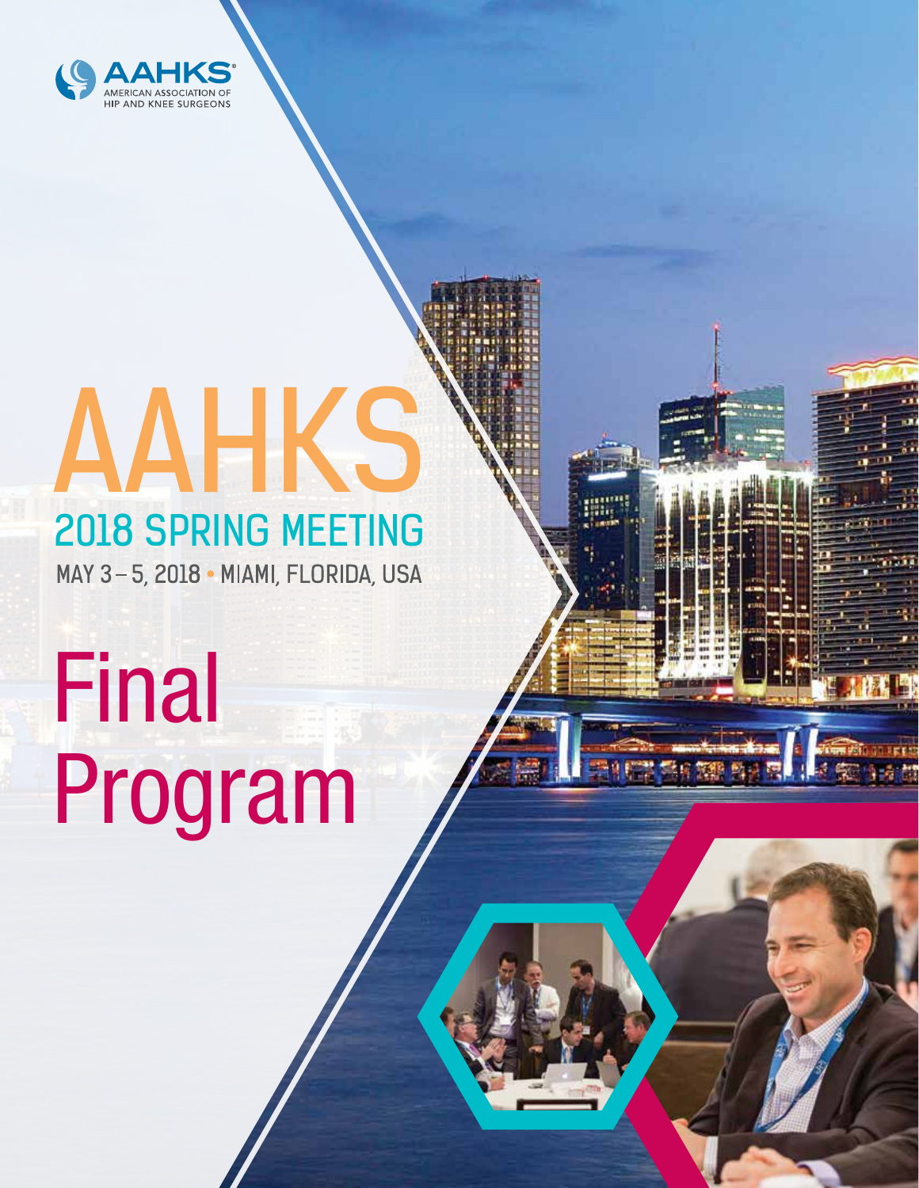AAHKS® AMERICAN ASSOCIATION OF HIP AND KNEE SURGEONS

# AAHKS

## 2018 SPRING MEETING

MAY 3 – 5, 2018 • MIAMI, FLORIDA, USA

# Final Program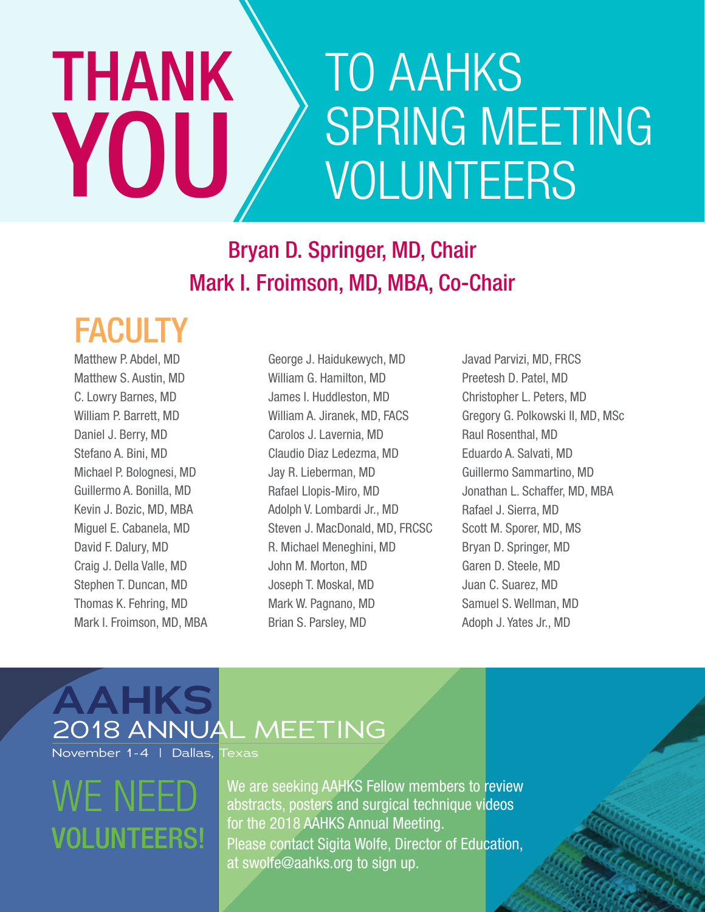# THANK YOU TO AAHKS SPRING MEETING VOLUNTEERS

**Bryan D. Springer, MD, Chair**
**Mark I. Froimson, MD, MBA, Co-Chair**

## FACULTY

Matthew P. Abdel, MD
Matthew S. Austin, MD
C. Lowry Barnes, MD
William P. Barrett, MD
Daniel J. Berry, MD
Stefano A. Bini, MD
Michael P. Bolognesi, MD
Guillermo A. Bonilla, MD
Kevin J. Bozic, MD, MBA
Miguel E. Cabanela, MD
David F. Dalury, MD
Craig J. Della Valle, MD
Stephen T. Duncan, MD
Thomas K. Fehring, MD
Mark I. Froimson, MD, MBA
George J. Haidukewych, MD
William G. Hamilton, MD
James I. Huddleston, MD
William A. Jiranek, MD, FACS
Carolos J. Lavernia, MD
Claudio Diaz Ledezma, MD
Jay R. Lieberman, MD
Rafael Llopis-Miro, MD
Adolph V. Lombardi Jr., MD
Steven J. MacDonald, MD, FRCSC
R. Michael Meneghini, MD
John M. Morton, MD
Joseph T. Moskal, MD
Mark W. Pagnano, MD
Brian S. Parsley, MD
Javad Parvizi, MD, FRCS
Preetesh D. Patel, MD
Christopher L. Peters, MD
Gregory G. Polkowski II, MD, MSc
Raul Rosenthal, MD
Eduardo A. Salvati, MD
Guillermo Sammartino, MD
Jonathan L. Schaffer, MD, MBA
Rafael J. Sierra, MD
Scott M. Sporer, MD, MS
Bryan D. Springer, MD
Garen D. Steele, MD
Juan C. Suarez, MD
Samuel S. Wellman, MD
Adoph J. Yates Jr., MD

## AAHKS 2018 ANNUAL MEETING

November 1-4 | Dallas, Texas

## WE NEED VOLUNTEERS!

We are seeking AAHKS Fellow members to review abstracts, posters and surgical technique videos for the 2018 AAHKS Annual Meeting.
Please contact Sigita Wolfe, Director of Education, at swolfe@aahks.org to sign up.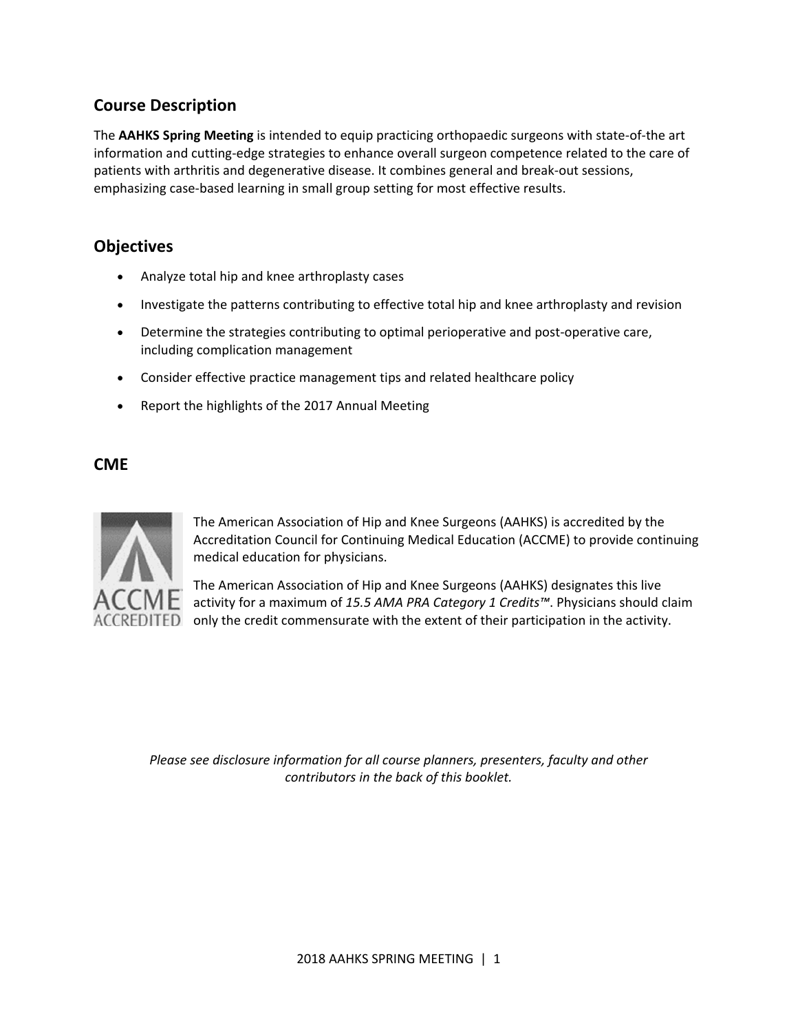## Course Description

The **AAHKS Spring Meeting** is intended to equip practicing orthopaedic surgeons with state-of-the art information and cutting-edge strategies to enhance overall surgeon competence related to the care of patients with arthritis and degenerative disease. It combines general and break-out sessions, emphasizing case-based learning in small group setting for most effective results.

## Objectives

- Analyze total hip and knee arthroplasty cases
- Investigate the patterns contributing to effective total hip and knee arthroplasty and revision
- Determine the strategies contributing to optimal perioperative and post-operative care, including complication management
- Consider effective practice management tips and related healthcare policy
- Report the highlights of the 2017 Annual Meeting

## CME

The American Association of Hip and Knee Surgeons (AAHKS) is accredited by the Accreditation Council for Continuing Medical Education (ACCME) to provide continuing medical education for physicians.

The American Association of Hip and Knee Surgeons (AAHKS) designates this live activity for a maximum of *15.5 AMA PRA Category 1 Credits™*. Physicians should claim only the credit commensurate with the extent of their participation in the activity.

*Please see disclosure information for all course planners, presenters, faculty and other contributors in the back of this booklet.*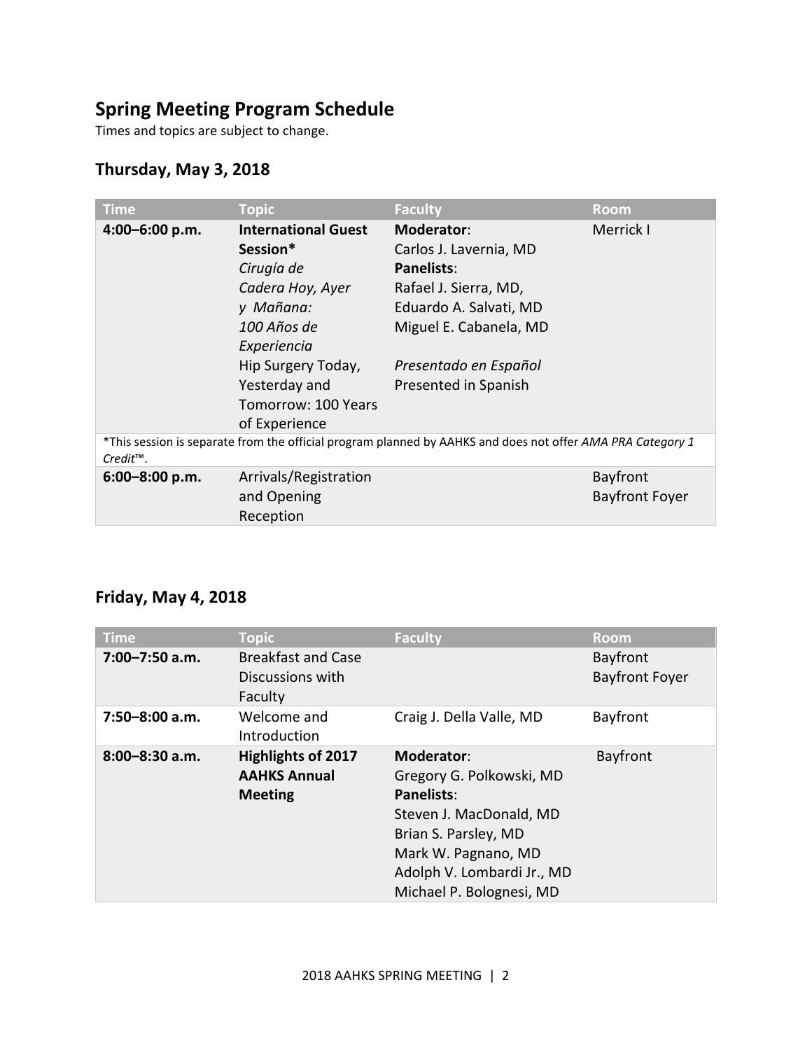# Spring Meeting Program Schedule

Times and topics are subject to change.

## Thursday, May 3, 2018

| Time | Topic | Faculty | Room |
| --- | --- | --- | --- |
| **4:00–6:00 p.m.** | **International Guest Session***<br>*Cirugía de Cadera Hoy, Ayer y Mañana: 100 Años de Experiencia*<br>Hip Surgery Today, Yesterday and Tomorrow: 100 Years of Experience | **Moderator**:<br>Carlos J. Lavernia, MD<br>**Panelists**:<br>Rafael J. Sierra, MD,<br>Eduardo A. Salvati, MD<br>Miguel E. Cabanela, MD<br><br>*Presentado en Español*<br>Presented in Spanish | Merrick I |
| *This session is separate from the official program planned by AAHKS and does not offer *AMA PRA Category 1 Credit*™. | | | |
| **6:00–8:00 p.m.** | Arrivals/Registration and Opening Reception | | Bayfront<br>Bayfront Foyer |

## Friday, May 4, 2018

| Time | Topic | Faculty | Room |
| --- | --- | --- | --- |
| **7:00–7:50 a.m.** | Breakfast and Case Discussions with Faculty | | Bayfront<br>Bayfront Foyer |
| **7:50–8:00 a.m.** | Welcome and Introduction | Craig J. Della Valle, MD | Bayfront |
| **8:00–8:30 a.m.** | **Highlights of 2017 AAHKS Annual Meeting** | **Moderator**:<br>Gregory G. Polkowski, MD<br>**Panelists**:<br>Steven J. MacDonald, MD<br>Brian S. Parsley, MD<br>Mark W. Pagnano, MD<br>Adolph V. Lombardi Jr., MD<br>Michael P. Bolognesi, MD | Bayfront |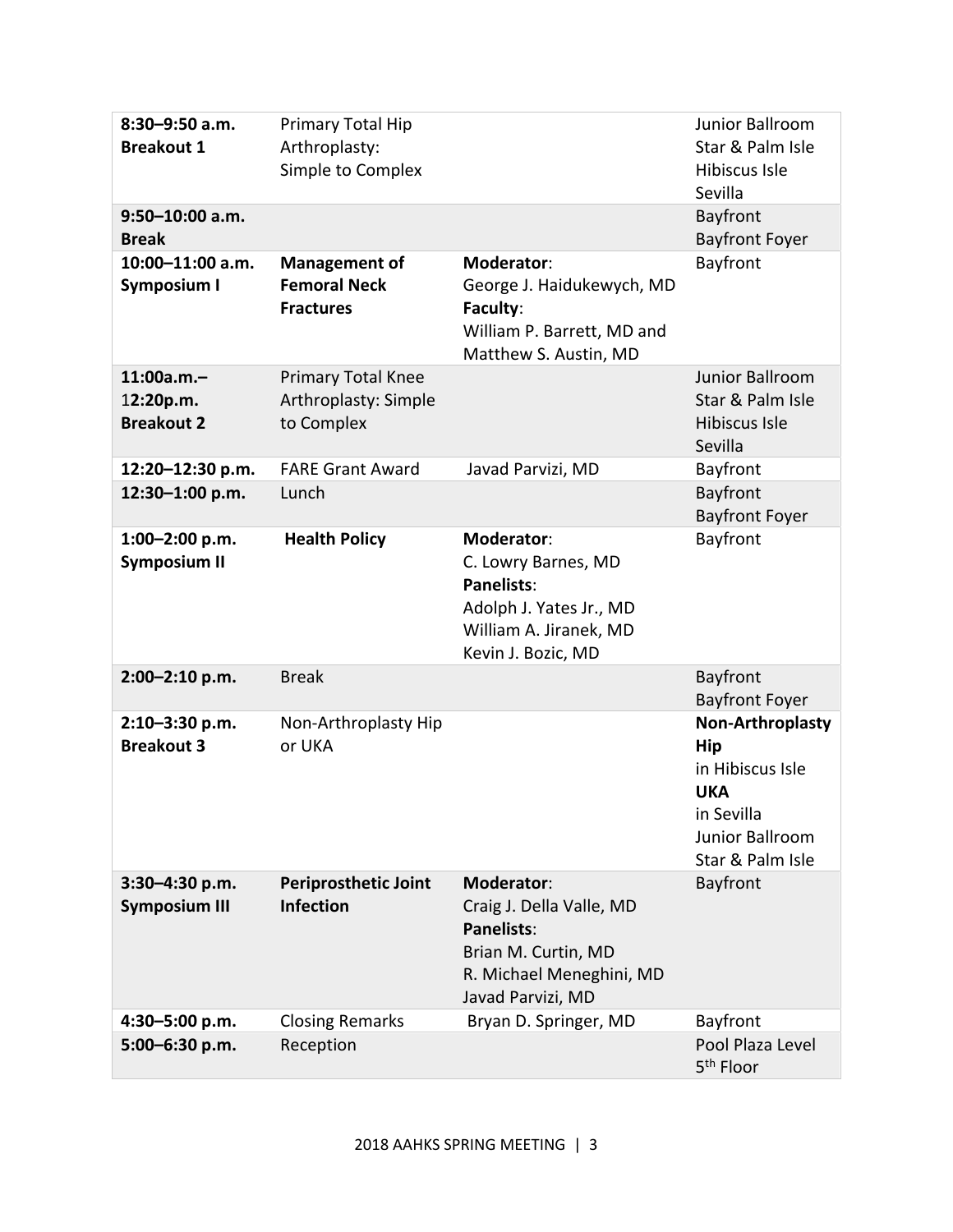| | | | |
|---|---|---|---|
| **8:30–9:50 a.m.** **Breakout 1** | Primary Total Hip Arthroplasty: Simple to Complex | | Junior Ballroom Star & Palm Isle Hibiscus Isle Sevilla |
| **9:50–10:00 a.m.** **Break** | | | Bayfront Bayfront Foyer |
| **10:00–11:00 a.m.** **Symposium I** | **Management of Femoral Neck Fractures** | **Moderator**: George J. Haidukewych, MD **Faculty**: William P. Barrett, MD and Matthew S. Austin, MD | Bayfront |
| **11:00a.m.– 12:20p.m.** **Breakout 2** | Primary Total Knee Arthroplasty: Simple to Complex | | Junior Ballroom Star & Palm Isle Hibiscus Isle Sevilla |
| **12:20–12:30 p.m.** | FARE Grant Award | Javad Parvizi, MD | Bayfront |
| **12:30–1:00 p.m.** | Lunch | | Bayfront Bayfront Foyer |
| **1:00–2:00 p.m.** **Symposium II** | **Health Policy** | **Moderator**: C. Lowry Barnes, MD **Panelists**: Adolph J. Yates Jr., MD William A. Jiranek, MD Kevin J. Bozic, MD | Bayfront |
| **2:00–2:10 p.m.** | Break | | Bayfront Bayfront Foyer |
| **2:10–3:30 p.m.** **Breakout 3** | Non-Arthroplasty Hip or UKA | | **Non-Arthroplasty Hip** in Hibiscus Isle **UKA** in Sevilla Junior Ballroom Star & Palm Isle |
| **3:30–4:30 p.m.** **Symposium III** | **Periprosthetic Joint Infection** | **Moderator**: Craig J. Della Valle, MD **Panelists**: Brian M. Curtin, MD R. Michael Meneghini, MD Javad Parvizi, MD | Bayfront |
| **4:30–5:00 p.m.** | Closing Remarks | Bryan D. Springer, MD | Bayfront |
| **5:00–6:30 p.m.** | Reception | | Pool Plaza Level 5th Floor |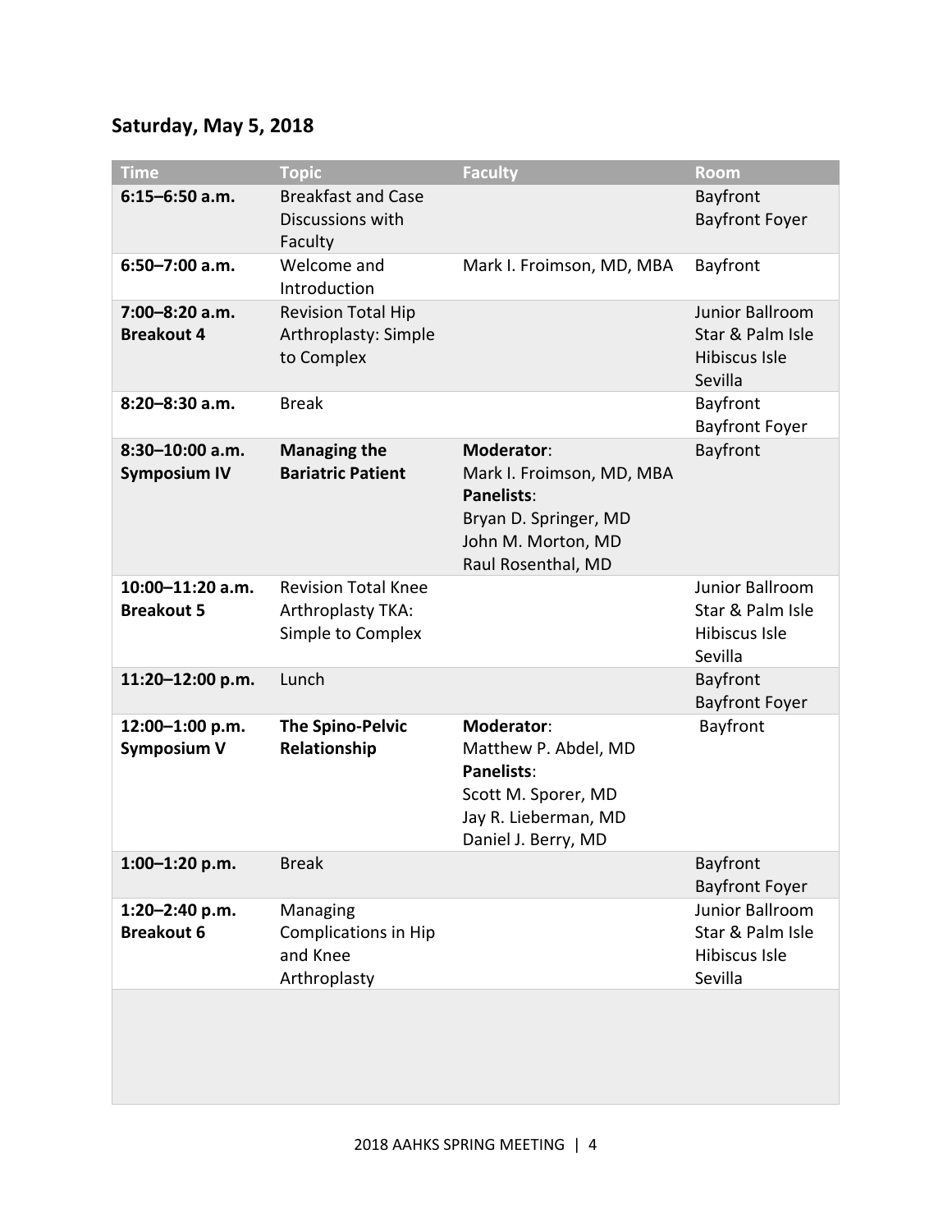## Saturday, May 5, 2018

| Time | Topic | Faculty | Room |
| --- | --- | --- | --- |
| **6:15–6:50 a.m.** | Breakfast and Case Discussions with Faculty | | Bayfront<br>Bayfront Foyer |
| **6:50–7:00 a.m.** | Welcome and Introduction | Mark I. Froimson, MD, MBA | Bayfront |
| **7:00–8:20 a.m.**<br>**Breakout 4** | Revision Total Hip Arthroplasty: Simple to Complex | | Junior Ballroom<br>Star & Palm Isle<br>Hibiscus Isle<br>Sevilla |
| **8:20–8:30 a.m.** | Break | | Bayfront<br>Bayfront Foyer |
| **8:30–10:00 a.m.**<br>**Symposium IV** | **Managing the Bariatric Patient** | **Moderator**:<br>Mark I. Froimson, MD, MBA<br>**Panelists**:<br>Bryan D. Springer, MD<br>John M. Morton, MD<br>Raul Rosenthal, MD | Bayfront |
| **10:00–11:20 a.m.**<br>**Breakout 5** | Revision Total Knee Arthroplasty TKA: Simple to Complex | | Junior Ballroom<br>Star & Palm Isle<br>Hibiscus Isle<br>Sevilla |
| **11:20–12:00 p.m.** | Lunch | | Bayfront<br>Bayfront Foyer |
| **12:00–1:00 p.m.**<br>**Symposium V** | **The Spino-Pelvic Relationship** | **Moderator**:<br>Matthew P. Abdel, MD<br>**Panelists**:<br>Scott M. Sporer, MD<br>Jay R. Lieberman, MD<br>Daniel J. Berry, MD | Bayfront |
| **1:00–1:20 p.m.** | Break | | Bayfront<br>Bayfront Foyer |
| **1:20–2:40 p.m.**<br>**Breakout 6** | Managing Complications in Hip and Knee Arthroplasty | | Junior Ballroom<br>Star & Palm Isle<br>Hibiscus Isle<br>Sevilla |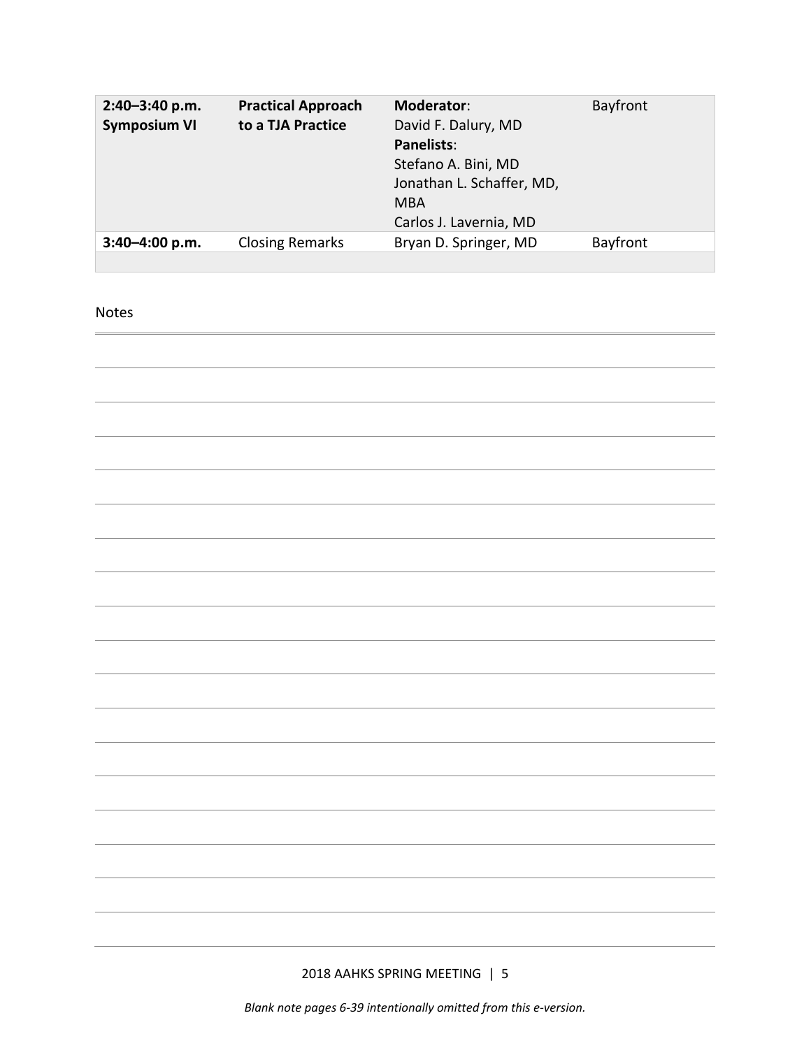| | | | |
|---|---|---|---|
| **2:40–3:40 p.m. Symposium VI** | **Practical Approach to a TJA Practice** | **Moderator**: David F. Dalury, MD **Panelists**: Stefano A. Bini, MD Jonathan L. Schaffer, MD, MBA Carlos J. Lavernia, MD | Bayfront |
| **3:40–4:00 p.m.** | Closing Remarks | Bryan D. Springer, MD | Bayfront |

Notes

*Blank note pages 6-39 intentionally omitted from this e-version.*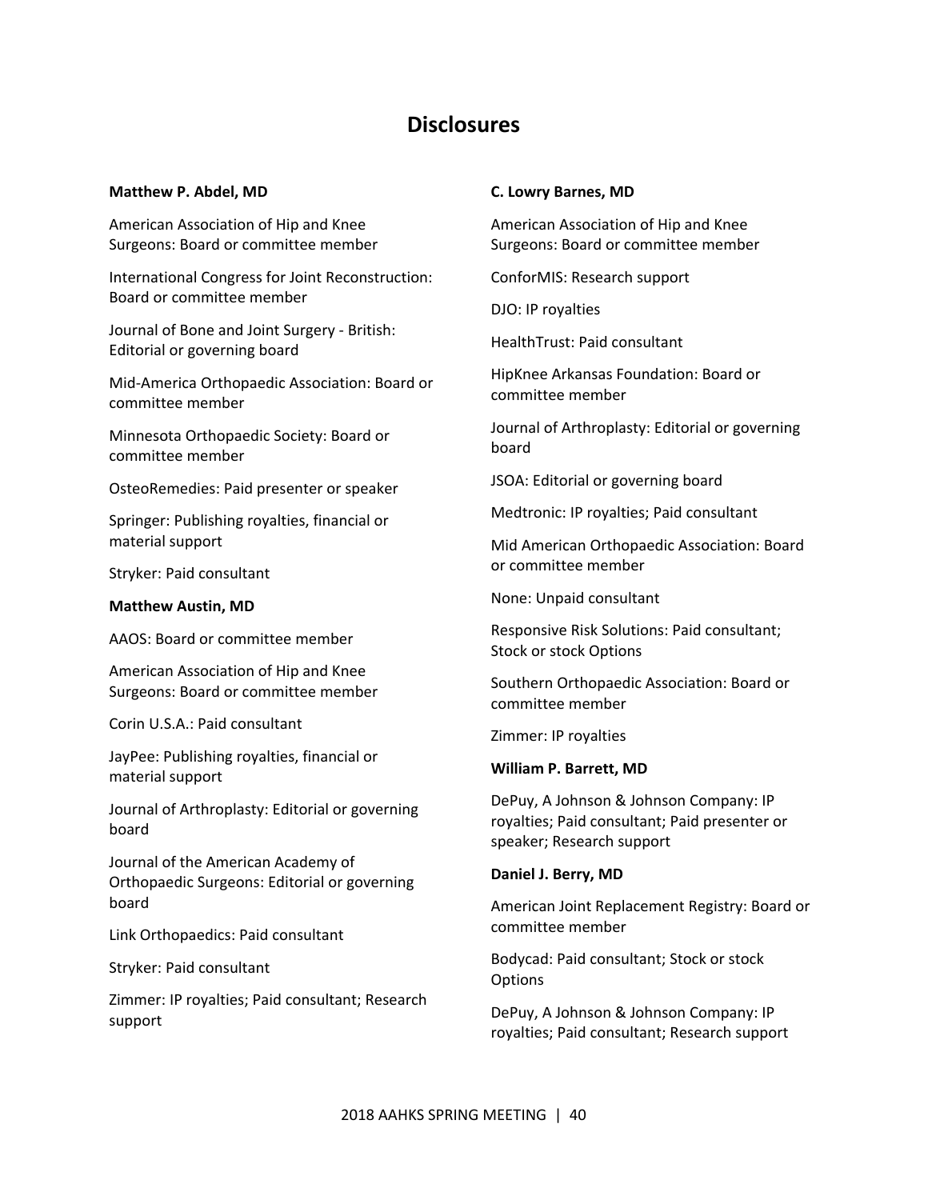# Disclosures

**Matthew P. Abdel, MD**

American Association of Hip and Knee Surgeons: Board or committee member

International Congress for Joint Reconstruction: Board or committee member

Journal of Bone and Joint Surgery - British: Editorial or governing board

Mid-America Orthopaedic Association: Board or committee member

Minnesota Orthopaedic Society: Board or committee member

OsteoRemedies: Paid presenter or speaker

Springer: Publishing royalties, financial or material support

Stryker: Paid consultant

**Matthew Austin, MD**

AAOS: Board or committee member

American Association of Hip and Knee Surgeons: Board or committee member

Corin U.S.A.: Paid consultant

JayPee: Publishing royalties, financial or material support

Journal of Arthroplasty: Editorial or governing board

Journal of the American Academy of Orthopaedic Surgeons: Editorial or governing board

Link Orthopaedics: Paid consultant

Stryker: Paid consultant

Zimmer: IP royalties; Paid consultant; Research support

**C. Lowry Barnes, MD**

American Association of Hip and Knee Surgeons: Board or committee member

ConforMIS: Research support

DJO: IP royalties

HealthTrust: Paid consultant

HipKnee Arkansas Foundation: Board or committee member

Journal of Arthroplasty: Editorial or governing board

JSOA: Editorial or governing board

Medtronic: IP royalties; Paid consultant

Mid American Orthopaedic Association: Board or committee member

None: Unpaid consultant

Responsive Risk Solutions: Paid consultant; Stock or stock Options

Southern Orthopaedic Association: Board or committee member

Zimmer: IP royalties

**William P. Barrett, MD**

DePuy, A Johnson & Johnson Company: IP royalties; Paid consultant; Paid presenter or speaker; Research support

**Daniel J. Berry, MD**

American Joint Replacement Registry: Board or committee member

Bodycad: Paid consultant; Stock or stock Options

DePuy, A Johnson & Johnson Company: IP royalties; Paid consultant; Research support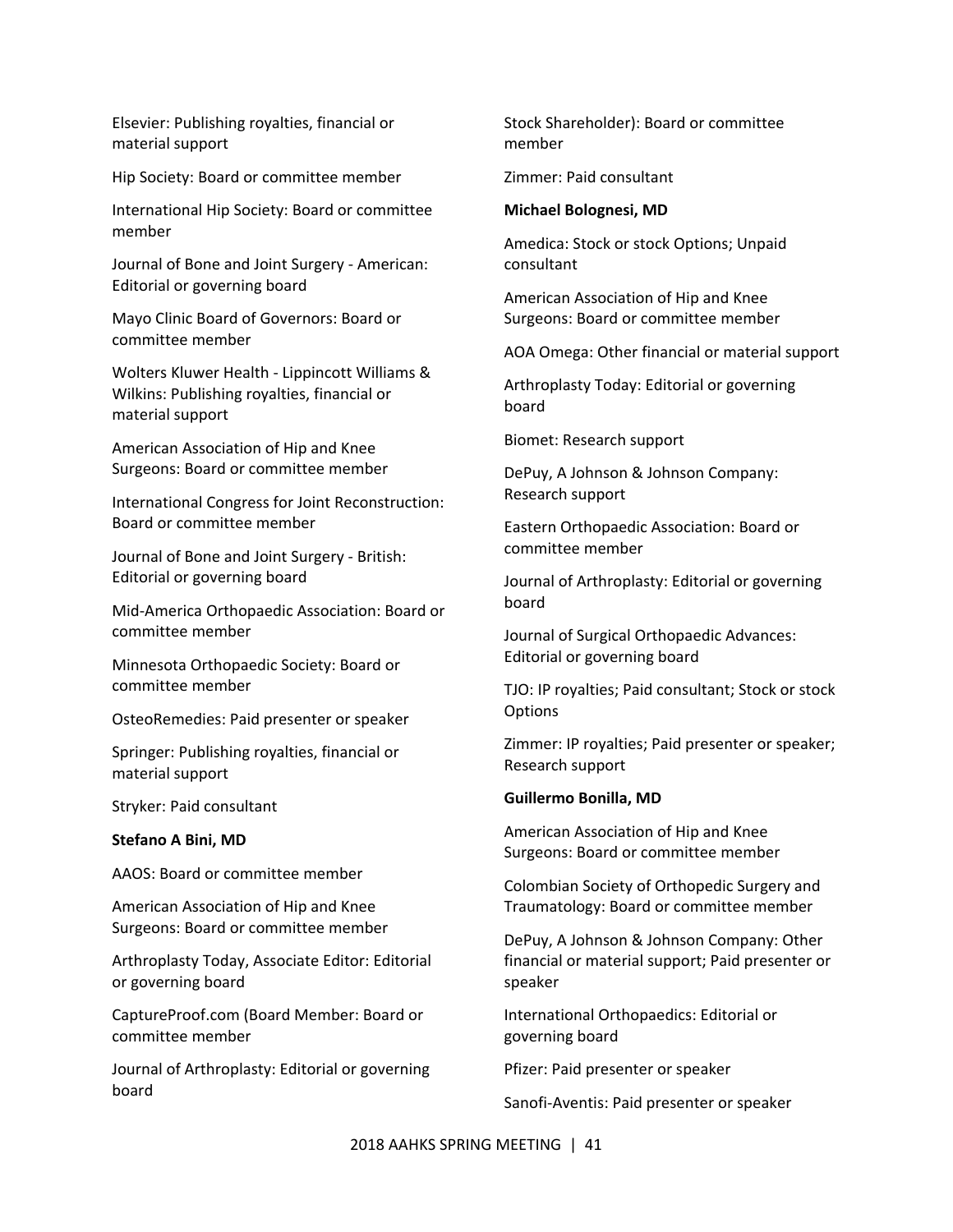Elsevier: Publishing royalties, financial or material support

Hip Society: Board or committee member

International Hip Society: Board or committee member

Journal of Bone and Joint Surgery - American: Editorial or governing board

Mayo Clinic Board of Governors: Board or committee member

Wolters Kluwer Health - Lippincott Williams & Wilkins: Publishing royalties, financial or material support

American Association of Hip and Knee Surgeons: Board or committee member

International Congress for Joint Reconstruction: Board or committee member

Journal of Bone and Joint Surgery - British: Editorial or governing board

Mid-America Orthopaedic Association: Board or committee member

Minnesota Orthopaedic Society: Board or committee member

OsteoRemedies: Paid presenter or speaker

Springer: Publishing royalties, financial or material support

Stryker: Paid consultant

**Stefano A Bini, MD**

AAOS: Board or committee member

American Association of Hip and Knee Surgeons: Board or committee member

Arthroplasty Today, Associate Editor: Editorial or governing board

CaptureProof.com (Board Member: Board or committee member

Journal of Arthroplasty: Editorial or governing board

Stock Shareholder): Board or committee member

Zimmer: Paid consultant

**Michael Bolognesi, MD**

Amedica: Stock or stock Options; Unpaid consultant

American Association of Hip and Knee Surgeons: Board or committee member

AOA Omega: Other financial or material support

Arthroplasty Today: Editorial or governing board

Biomet: Research support

DePuy, A Johnson & Johnson Company: Research support

Eastern Orthopaedic Association: Board or committee member

Journal of Arthroplasty: Editorial or governing board

Journal of Surgical Orthopaedic Advances: Editorial or governing board

TJO: IP royalties; Paid consultant; Stock or stock Options

Zimmer: IP royalties; Paid presenter or speaker; Research support

**Guillermo Bonilla, MD**

American Association of Hip and Knee Surgeons: Board or committee member

Colombian Society of Orthopedic Surgery and Traumatology: Board or committee member

DePuy, A Johnson & Johnson Company: Other financial or material support; Paid presenter or speaker

International Orthopaedics: Editorial or governing board

Pfizer: Paid presenter or speaker

Sanofi-Aventis: Paid presenter or speaker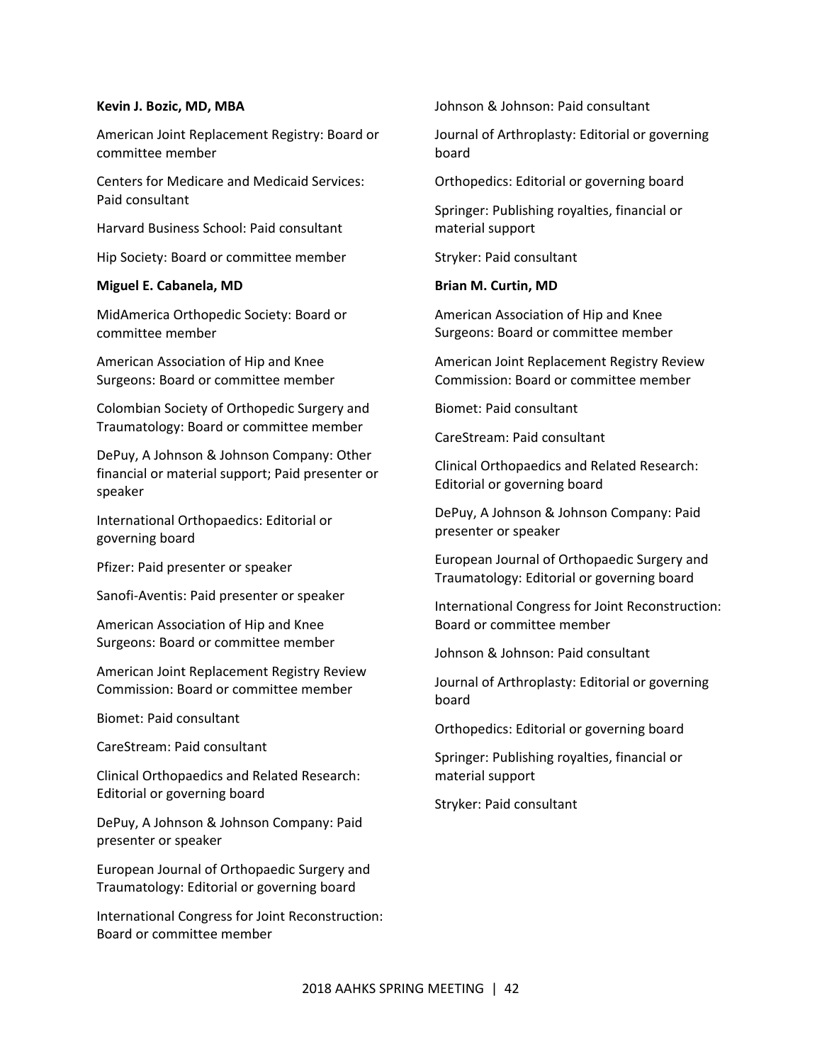**Kevin J. Bozic, MD, MBA**

American Joint Replacement Registry: Board or committee member

Centers for Medicare and Medicaid Services: Paid consultant

Harvard Business School: Paid consultant

Hip Society: Board or committee member

**Miguel E. Cabanela, MD**

MidAmerica Orthopedic Society: Board or committee member

American Association of Hip and Knee Surgeons: Board or committee member

Colombian Society of Orthopedic Surgery and Traumatology: Board or committee member

DePuy, A Johnson & Johnson Company: Other financial or material support; Paid presenter or speaker

International Orthopaedics: Editorial or governing board

Pfizer: Paid presenter or speaker

Sanofi-Aventis: Paid presenter or speaker

American Association of Hip and Knee Surgeons: Board or committee member

American Joint Replacement Registry Review Commission: Board or committee member

Biomet: Paid consultant

CareStream: Paid consultant

Clinical Orthopaedics and Related Research: Editorial or governing board

DePuy, A Johnson & Johnson Company: Paid presenter or speaker

European Journal of Orthopaedic Surgery and Traumatology: Editorial or governing board

International Congress for Joint Reconstruction: Board or committee member

Johnson & Johnson: Paid consultant

Journal of Arthroplasty: Editorial or governing board

Orthopedics: Editorial or governing board

Springer: Publishing royalties, financial or material support

Stryker: Paid consultant

**Brian M. Curtin, MD**

American Association of Hip and Knee Surgeons: Board or committee member

American Joint Replacement Registry Review Commission: Board or committee member

Biomet: Paid consultant

CareStream: Paid consultant

Clinical Orthopaedics and Related Research: Editorial or governing board

DePuy, A Johnson & Johnson Company: Paid presenter or speaker

European Journal of Orthopaedic Surgery and Traumatology: Editorial or governing board

International Congress for Joint Reconstruction: Board or committee member

Johnson & Johnson: Paid consultant

Journal of Arthroplasty: Editorial or governing board

Orthopedics: Editorial or governing board

Springer: Publishing royalties, financial or material support

Stryker: Paid consultant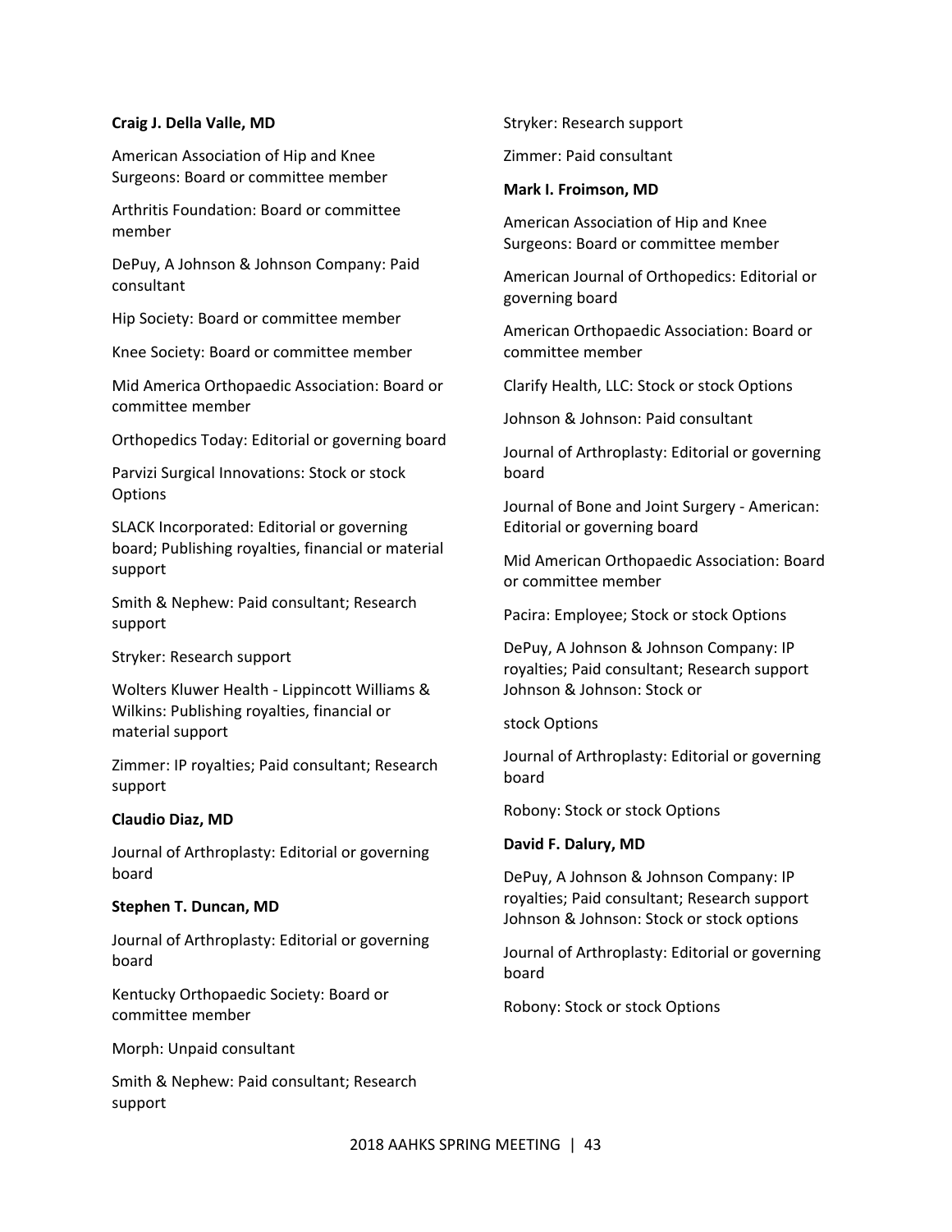**Craig J. Della Valle, MD**

American Association of Hip and Knee Surgeons: Board or committee member

Arthritis Foundation: Board or committee member

DePuy, A Johnson & Johnson Company: Paid consultant

Hip Society: Board or committee member

Knee Society: Board or committee member

Mid America Orthopaedic Association: Board or committee member

Orthopedics Today: Editorial or governing board

Parvizi Surgical Innovations: Stock or stock Options

SLACK Incorporated: Editorial or governing board; Publishing royalties, financial or material support

Smith & Nephew: Paid consultant; Research support

Stryker: Research support

Wolters Kluwer Health - Lippincott Williams & Wilkins: Publishing royalties, financial or material support

Zimmer: IP royalties; Paid consultant; Research support

**Claudio Diaz, MD**

Journal of Arthroplasty: Editorial or governing board

**Stephen T. Duncan, MD**

Journal of Arthroplasty: Editorial or governing board

Kentucky Orthopaedic Society: Board or committee member

Morph: Unpaid consultant

Smith & Nephew: Paid consultant; Research support

Stryker: Research support

Zimmer: Paid consultant

**Mark I. Froimson, MD**

American Association of Hip and Knee Surgeons: Board or committee member

American Journal of Orthopedics: Editorial or governing board

American Orthopaedic Association: Board or committee member

Clarify Health, LLC: Stock or stock Options

Johnson & Johnson: Paid consultant

Journal of Arthroplasty: Editorial or governing board

Journal of Bone and Joint Surgery - American: Editorial or governing board

Mid American Orthopaedic Association: Board or committee member

Pacira: Employee; Stock or stock Options

DePuy, A Johnson & Johnson Company: IP royalties; Paid consultant; Research support Johnson & Johnson: Stock or

stock Options

Journal of Arthroplasty: Editorial or governing board

Robony: Stock or stock Options

**David F. Dalury, MD**

DePuy, A Johnson & Johnson Company: IP royalties; Paid consultant; Research support Johnson & Johnson: Stock or stock options

Journal of Arthroplasty: Editorial or governing board

Robony: Stock or stock Options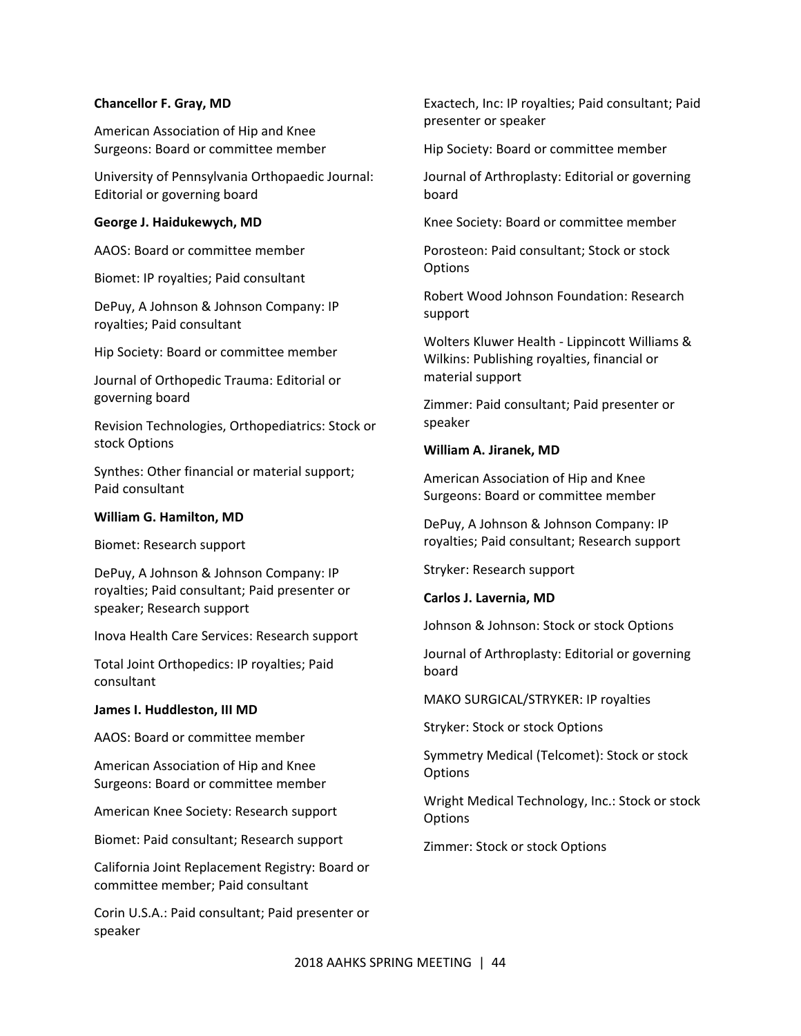**Chancellor F. Gray, MD**

American Association of Hip and Knee Surgeons: Board or committee member

University of Pennsylvania Orthopaedic Journal: Editorial or governing board

**George J. Haidukewych, MD**

AAOS: Board or committee member

Biomet: IP royalties; Paid consultant

DePuy, A Johnson & Johnson Company: IP royalties; Paid consultant

Hip Society: Board or committee member

Journal of Orthopedic Trauma: Editorial or governing board

Revision Technologies, Orthopediatrics: Stock or stock Options

Synthes: Other financial or material support; Paid consultant

**William G. Hamilton, MD**

Biomet: Research support

DePuy, A Johnson & Johnson Company: IP royalties; Paid consultant; Paid presenter or speaker; Research support

Inova Health Care Services: Research support

Total Joint Orthopedics: IP royalties; Paid consultant

**James I. Huddleston, III MD**

AAOS: Board or committee member

American Association of Hip and Knee Surgeons: Board or committee member

American Knee Society: Research support

Biomet: Paid consultant; Research support

California Joint Replacement Registry: Board or committee member; Paid consultant

Corin U.S.A.: Paid consultant; Paid presenter or speaker

Exactech, Inc: IP royalties; Paid consultant; Paid presenter or speaker

Hip Society: Board or committee member

Journal of Arthroplasty: Editorial or governing board

Knee Society: Board or committee member

Porosteon: Paid consultant; Stock or stock Options

Robert Wood Johnson Foundation: Research support

Wolters Kluwer Health - Lippincott Williams & Wilkins: Publishing royalties, financial or material support

Zimmer: Paid consultant; Paid presenter or speaker

**William A. Jiranek, MD**

American Association of Hip and Knee Surgeons: Board or committee member

DePuy, A Johnson & Johnson Company: IP royalties; Paid consultant; Research support

Stryker: Research support

**Carlos J. Lavernia, MD**

Johnson & Johnson: Stock or stock Options

Journal of Arthroplasty: Editorial or governing board

MAKO SURGICAL/STRYKER: IP royalties

Stryker: Stock or stock Options

Symmetry Medical (Telcomet): Stock or stock Options

Wright Medical Technology, Inc.: Stock or stock Options

Zimmer: Stock or stock Options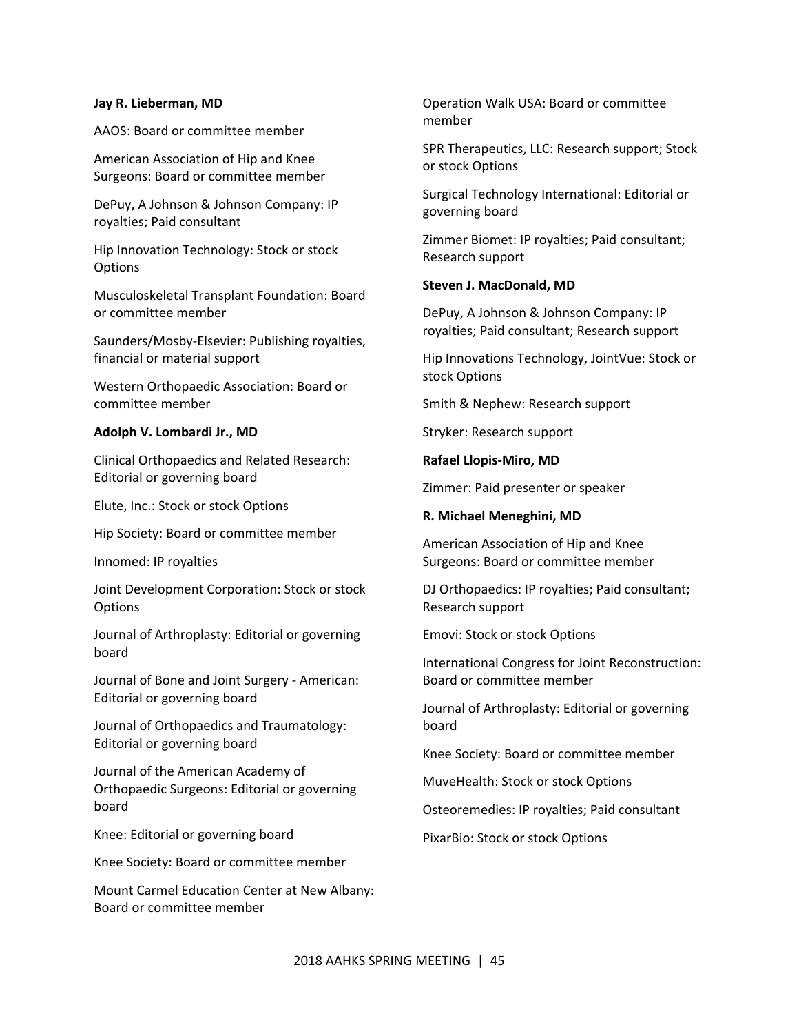**Jay R. Lieberman, MD**

AAOS: Board or committee member

American Association of Hip and Knee Surgeons: Board or committee member

DePuy, A Johnson & Johnson Company: IP royalties; Paid consultant

Hip Innovation Technology: Stock or stock Options

Musculoskeletal Transplant Foundation: Board or committee member

Saunders/Mosby-Elsevier: Publishing royalties, financial or material support

Western Orthopaedic Association: Board or committee member

**Adolph V. Lombardi Jr., MD**

Clinical Orthopaedics and Related Research: Editorial or governing board

Elute, Inc.: Stock or stock Options

Hip Society: Board or committee member

Innomed: IP royalties

Joint Development Corporation: Stock or stock Options

Journal of Arthroplasty: Editorial or governing board

Journal of Bone and Joint Surgery - American: Editorial or governing board

Journal of Orthopaedics and Traumatology: Editorial or governing board

Journal of the American Academy of Orthopaedic Surgeons: Editorial or governing board

Knee: Editorial or governing board

Knee Society: Board or committee member

Mount Carmel Education Center at New Albany: Board or committee member

Operation Walk USA: Board or committee member

SPR Therapeutics, LLC: Research support; Stock or stock Options

Surgical Technology International: Editorial or governing board

Zimmer Biomet: IP royalties; Paid consultant; Research support

**Steven J. MacDonald, MD**

DePuy, A Johnson & Johnson Company: IP royalties; Paid consultant; Research support

Hip Innovations Technology, JointVue: Stock or stock Options

Smith & Nephew: Research support

Stryker: Research support

**Rafael Llopis-Miro, MD**

Zimmer: Paid presenter or speaker

**R. Michael Meneghini, MD**

American Association of Hip and Knee Surgeons: Board or committee member

DJ Orthopaedics: IP royalties; Paid consultant; Research support

Emovi: Stock or stock Options

International Congress for Joint Reconstruction: Board or committee member

Journal of Arthroplasty: Editorial or governing board

Knee Society: Board or committee member

MuveHealth: Stock or stock Options

Osteoremedies: IP royalties; Paid consultant

PixarBio: Stock or stock Options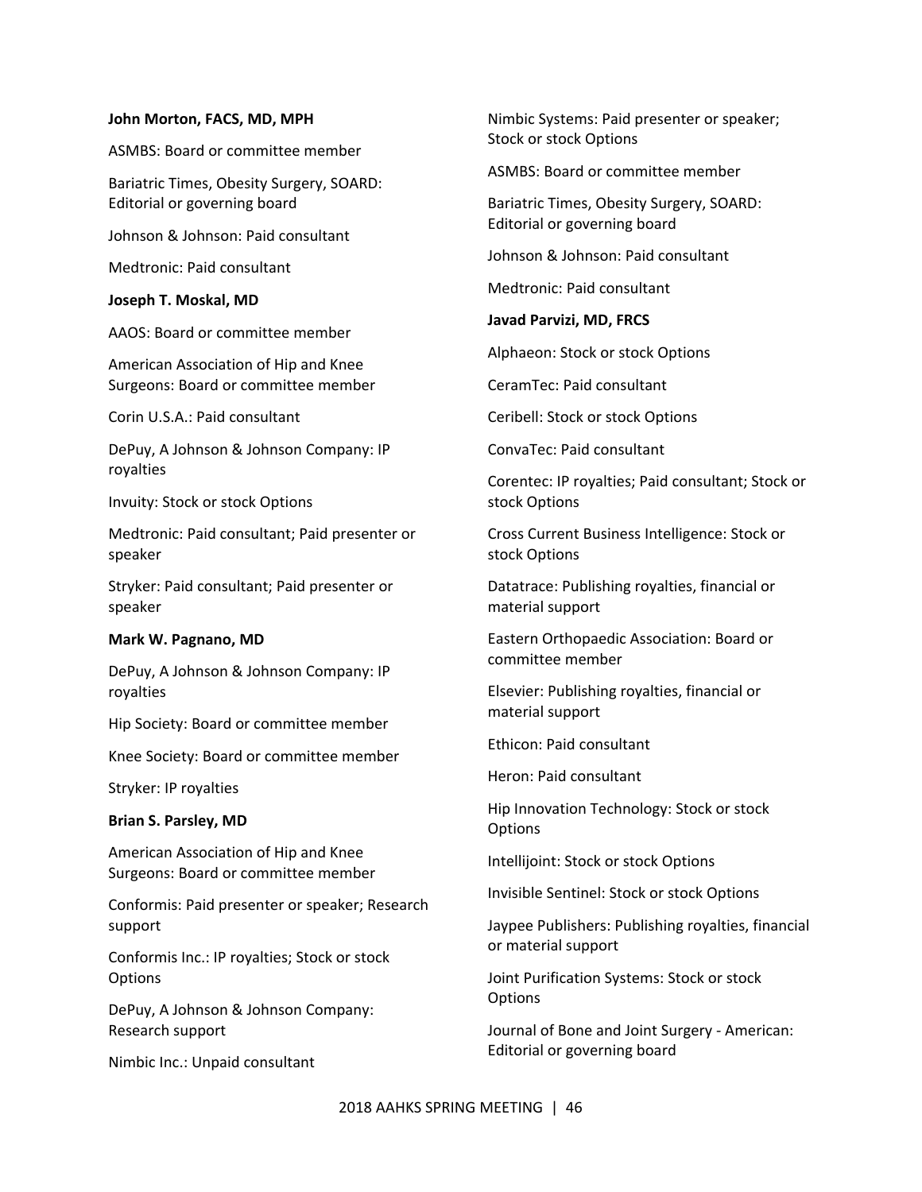**John Morton, FACS, MD, MPH**

ASMBS: Board or committee member

Bariatric Times, Obesity Surgery, SOARD: Editorial or governing board

Johnson & Johnson: Paid consultant

Medtronic: Paid consultant

**Joseph T. Moskal, MD**

AAOS: Board or committee member

American Association of Hip and Knee Surgeons: Board or committee member

Corin U.S.A.: Paid consultant

DePuy, A Johnson & Johnson Company: IP royalties

Invuity: Stock or stock Options

Medtronic: Paid consultant; Paid presenter or speaker

Stryker: Paid consultant; Paid presenter or speaker

**Mark W. Pagnano, MD**

DePuy, A Johnson & Johnson Company: IP royalties

Hip Society: Board or committee member

Knee Society: Board or committee member

Stryker: IP royalties

**Brian S. Parsley, MD**

American Association of Hip and Knee Surgeons: Board or committee member

Conformis: Paid presenter or speaker; Research support

Conformis Inc.: IP royalties; Stock or stock Options

DePuy, A Johnson & Johnson Company: Research support

Nimbic Inc.: Unpaid consultant

Nimbic Systems: Paid presenter or speaker; Stock or stock Options

ASMBS: Board or committee member

Bariatric Times, Obesity Surgery, SOARD: Editorial or governing board

Johnson & Johnson: Paid consultant

Medtronic: Paid consultant

**Javad Parvizi, MD, FRCS**

Alphaeon: Stock or stock Options

CeramTec: Paid consultant

Ceribell: Stock or stock Options

ConvaTec: Paid consultant

Corentec: IP royalties; Paid consultant; Stock or stock Options

Cross Current Business Intelligence: Stock or stock Options

Datatrace: Publishing royalties, financial or material support

Eastern Orthopaedic Association: Board or committee member

Elsevier: Publishing royalties, financial or material support

Ethicon: Paid consultant

Heron: Paid consultant

Hip Innovation Technology: Stock or stock Options

Intellijoint: Stock or stock Options

Invisible Sentinel: Stock or stock Options

Jaypee Publishers: Publishing royalties, financial or material support

Joint Purification Systems: Stock or stock Options

Journal of Bone and Joint Surgery - American: Editorial or governing board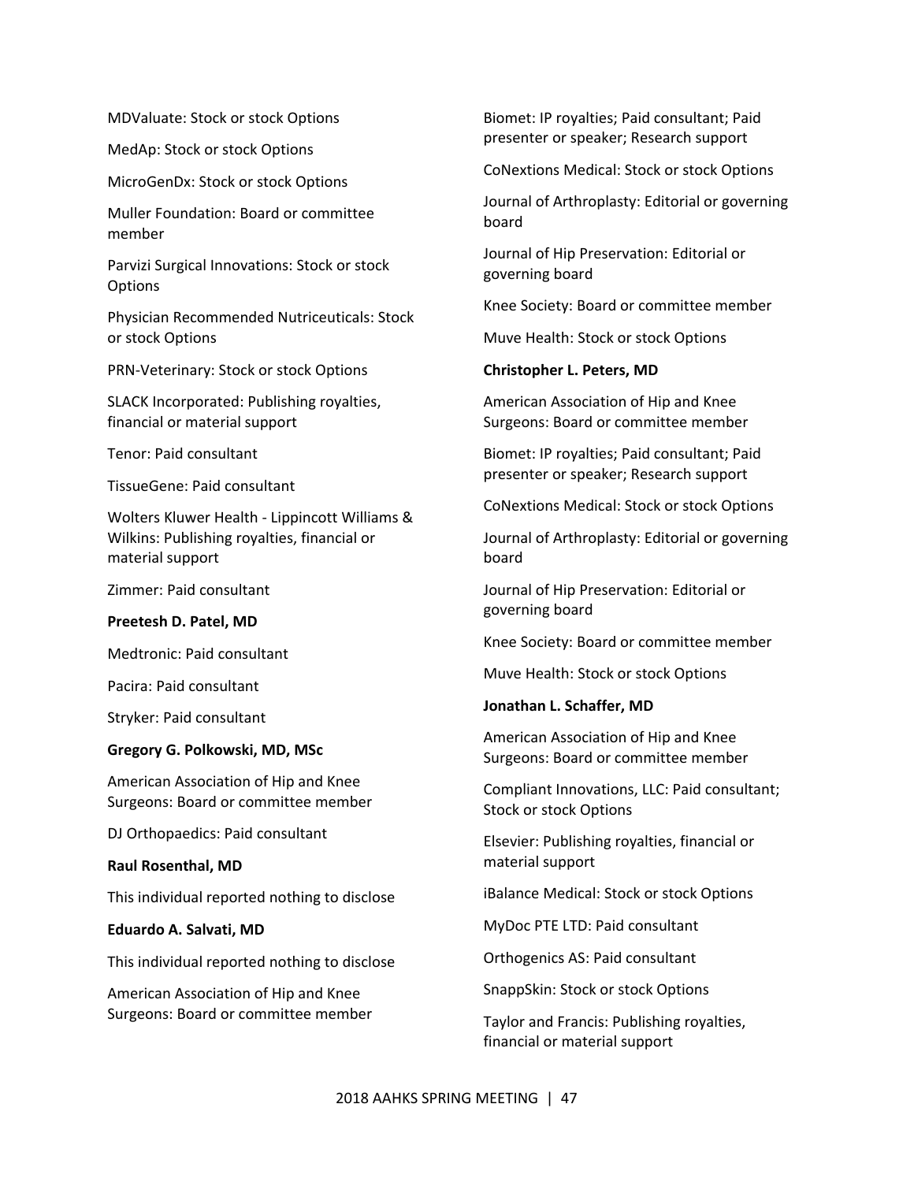MDValuate: Stock or stock Options

MedAp: Stock or stock Options

MicroGenDx: Stock or stock Options

Muller Foundation: Board or committee member

Parvizi Surgical Innovations: Stock or stock Options

Physician Recommended Nutriceuticals: Stock or stock Options

PRN-Veterinary: Stock or stock Options

SLACK Incorporated: Publishing royalties, financial or material support

Tenor: Paid consultant

TissueGene: Paid consultant

Wolters Kluwer Health - Lippincott Williams & Wilkins: Publishing royalties, financial or material support

Zimmer: Paid consultant

**Preetesh D. Patel, MD**

Medtronic: Paid consultant

Pacira: Paid consultant

Stryker: Paid consultant

**Gregory G. Polkowski, MD, MSc**

American Association of Hip and Knee Surgeons: Board or committee member

DJ Orthopaedics: Paid consultant

**Raul Rosenthal, MD**

This individual reported nothing to disclose

**Eduardo A. Salvati, MD**

This individual reported nothing to disclose

American Association of Hip and Knee Surgeons: Board or committee member

Biomet: IP royalties; Paid consultant; Paid presenter or speaker; Research support

CoNextions Medical: Stock or stock Options

Journal of Arthroplasty: Editorial or governing board

Journal of Hip Preservation: Editorial or governing board

Knee Society: Board or committee member

Muve Health: Stock or stock Options

**Christopher L. Peters, MD**

American Association of Hip and Knee Surgeons: Board or committee member

Biomet: IP royalties; Paid consultant; Paid presenter or speaker; Research support

CoNextions Medical: Stock or stock Options

Journal of Arthroplasty: Editorial or governing board

Journal of Hip Preservation: Editorial or governing board

Knee Society: Board or committee member

Muve Health: Stock or stock Options

**Jonathan L. Schaffer, MD**

American Association of Hip and Knee Surgeons: Board or committee member

Compliant Innovations, LLC: Paid consultant; Stock or stock Options

Elsevier: Publishing royalties, financial or material support

iBalance Medical: Stock or stock Options

MyDoc PTE LTD: Paid consultant

Orthogenics AS: Paid consultant

SnappSkin: Stock or stock Options

Taylor and Francis: Publishing royalties, financial or material support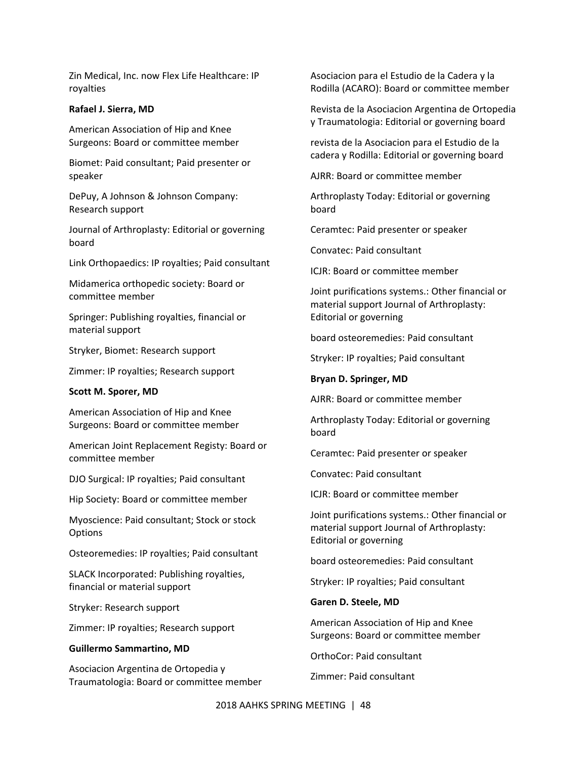Zin Medical, Inc. now Flex Life Healthcare: IP royalties

**Rafael J. Sierra, MD**

American Association of Hip and Knee Surgeons: Board or committee member

Biomet: Paid consultant; Paid presenter or speaker

DePuy, A Johnson & Johnson Company: Research support

Journal of Arthroplasty: Editorial or governing board

Link Orthopaedics: IP royalties; Paid consultant

Midamerica orthopedic society: Board or committee member

Springer: Publishing royalties, financial or material support

Stryker, Biomet: Research support

Zimmer: IP royalties; Research support

**Scott M. Sporer, MD**

American Association of Hip and Knee Surgeons: Board or committee member

American Joint Replacement Registy: Board or committee member

DJO Surgical: IP royalties; Paid consultant

Hip Society: Board or committee member

Myoscience: Paid consultant; Stock or stock Options

Osteoremedies: IP royalties; Paid consultant

SLACK Incorporated: Publishing royalties, financial or material support

Stryker: Research support

Zimmer: IP royalties; Research support

**Guillermo Sammartino, MD**

Asociacion Argentina de Ortopedia y Traumatologia: Board or committee member

Asociacion para el Estudio de la Cadera y la Rodilla (ACARO): Board or committee member

Revista de la Asociacion Argentina de Ortopedia y Traumatologia: Editorial or governing board

revista de la Asociacion para el Estudio de la cadera y Rodilla: Editorial or governing board

AJRR: Board or committee member

Arthroplasty Today: Editorial or governing board

Ceramtec: Paid presenter or speaker

Convatec: Paid consultant

ICJR: Board or committee member

Joint purifications systems.: Other financial or material support Journal of Arthroplasty: Editorial or governing

board osteoremedies: Paid consultant

Stryker: IP royalties; Paid consultant

**Bryan D. Springer, MD**

AJRR: Board or committee member

Arthroplasty Today: Editorial or governing board

Ceramtec: Paid presenter or speaker

Convatec: Paid consultant

ICJR: Board or committee member

Joint purifications systems.: Other financial or material support Journal of Arthroplasty: Editorial or governing

board osteoremedies: Paid consultant

Stryker: IP royalties; Paid consultant

**Garen D. Steele, MD**

American Association of Hip and Knee Surgeons: Board or committee member

OrthoCor: Paid consultant

Zimmer: Paid consultant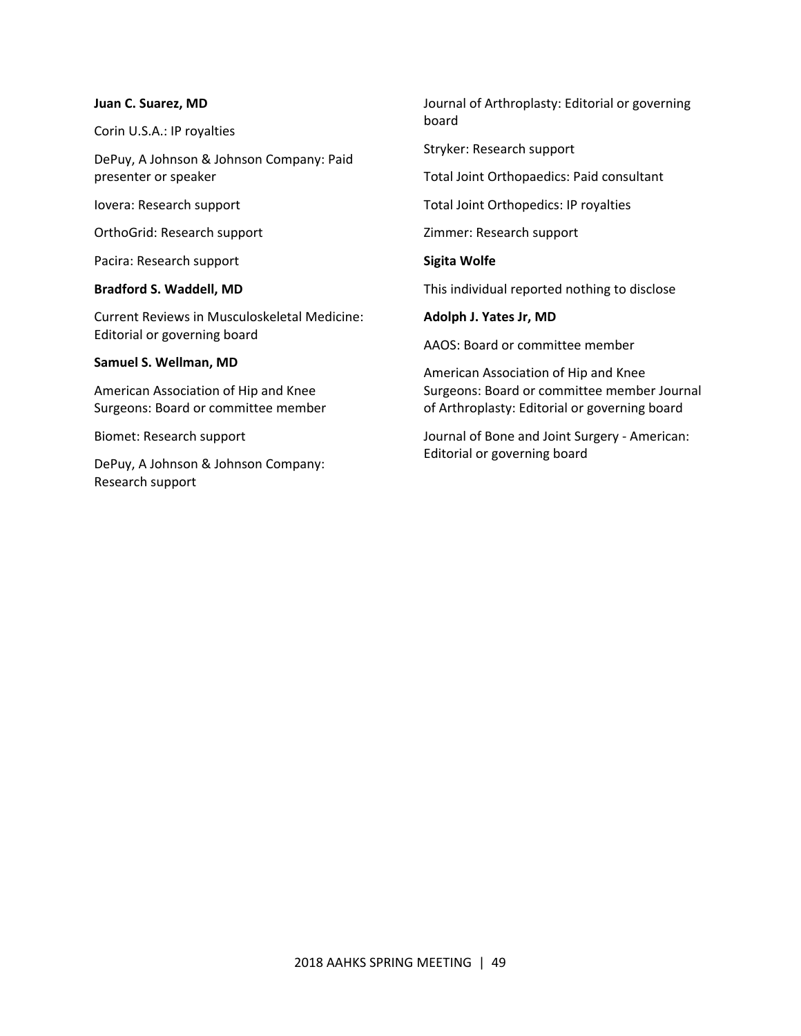**Juan C. Suarez, MD**

Corin U.S.A.: IP royalties

DePuy, A Johnson & Johnson Company: Paid presenter or speaker

Iovera: Research support

OrthoGrid: Research support

Pacira: Research support

**Bradford S. Waddell, MD**

Current Reviews in Musculoskeletal Medicine: Editorial or governing board

**Samuel S. Wellman, MD**

American Association of Hip and Knee Surgeons: Board or committee member

Biomet: Research support

DePuy, A Johnson & Johnson Company: Research support

Journal of Arthroplasty: Editorial or governing board

Stryker: Research support

Total Joint Orthopaedics: Paid consultant

Total Joint Orthopedics: IP royalties

Zimmer: Research support

**Sigita Wolfe**

This individual reported nothing to disclose

**Adolph J. Yates Jr, MD**

AAOS: Board or committee member

American Association of Hip and Knee Surgeons: Board or committee member Journal of Arthroplasty: Editorial or governing board

Journal of Bone and Joint Surgery - American: Editorial or governing board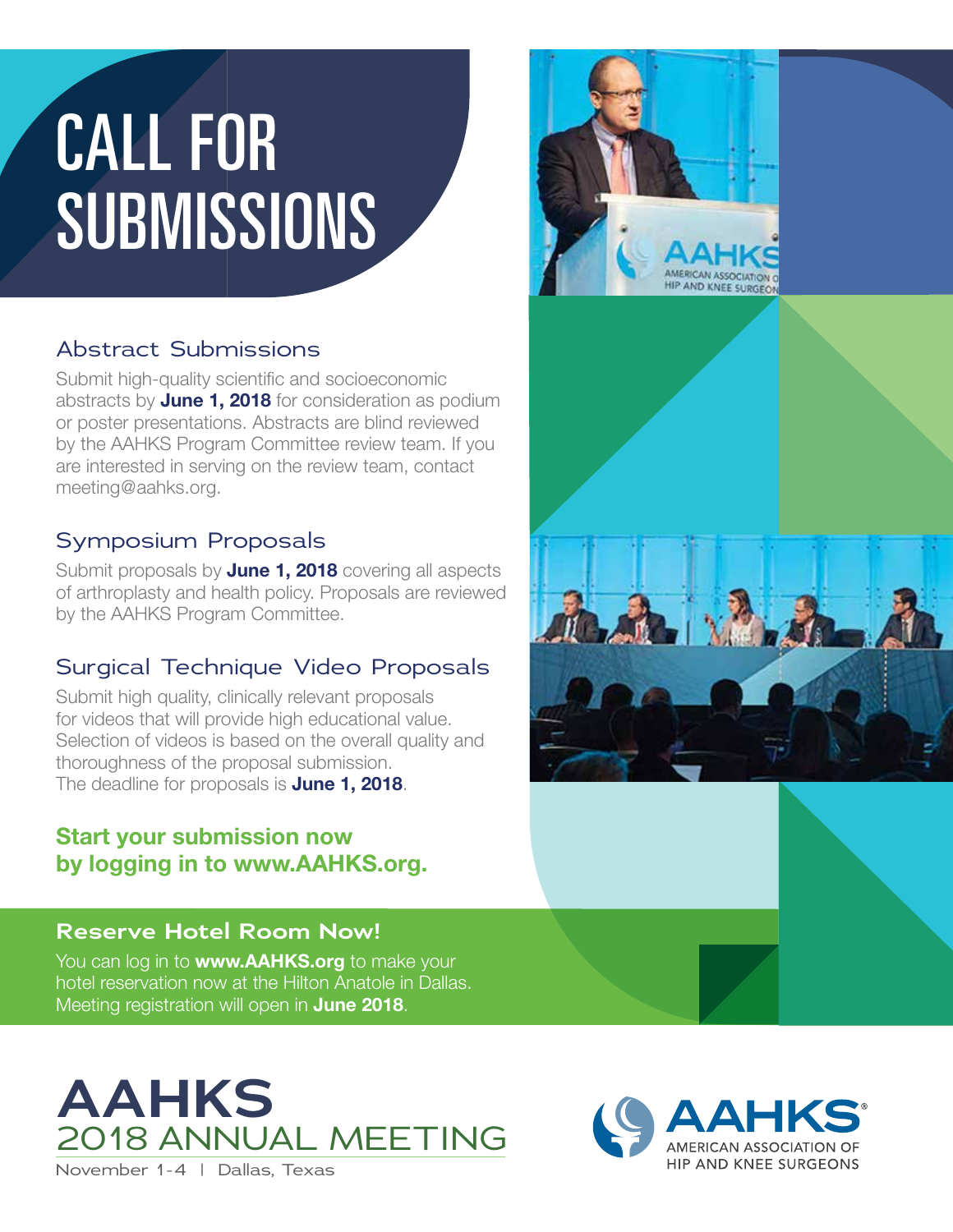# CALL FOR SUBMISSIONS

## Abstract Submissions

Submit high-quality scientific and socioeconomic abstracts by **June 1, 2018** for consideration as podium or poster presentations. Abstracts are blind reviewed by the AAHKS Program Committee review team. If you are interested in serving on the review team, contact meeting@aahks.org.

## Symposium Proposals

Submit proposals by **June 1, 2018** covering all aspects of arthroplasty and health policy. Proposals are reviewed by the AAHKS Program Committee.

## Surgical Technique Video Proposals

Submit high quality, clinically relevant proposals for videos that will provide high educational value. Selection of videos is based on the overall quality and thoroughness of the proposal submission. The deadline for proposals is **June 1, 2018**.

**Start your submission now by logging in to www.AAHKS.org.**

## Reserve Hotel Room Now!

You can log in to **www.AAHKS.org** to make your hotel reservation now at the Hilton Anatole in Dallas. Meeting registration will open in **June 2018**.

# AAHKS
## 2018 ANNUAL MEETING

November 1-4 | Dallas, Texas

AAHKS® AMERICAN ASSOCIATION OF HIP AND KNEE SURGEONS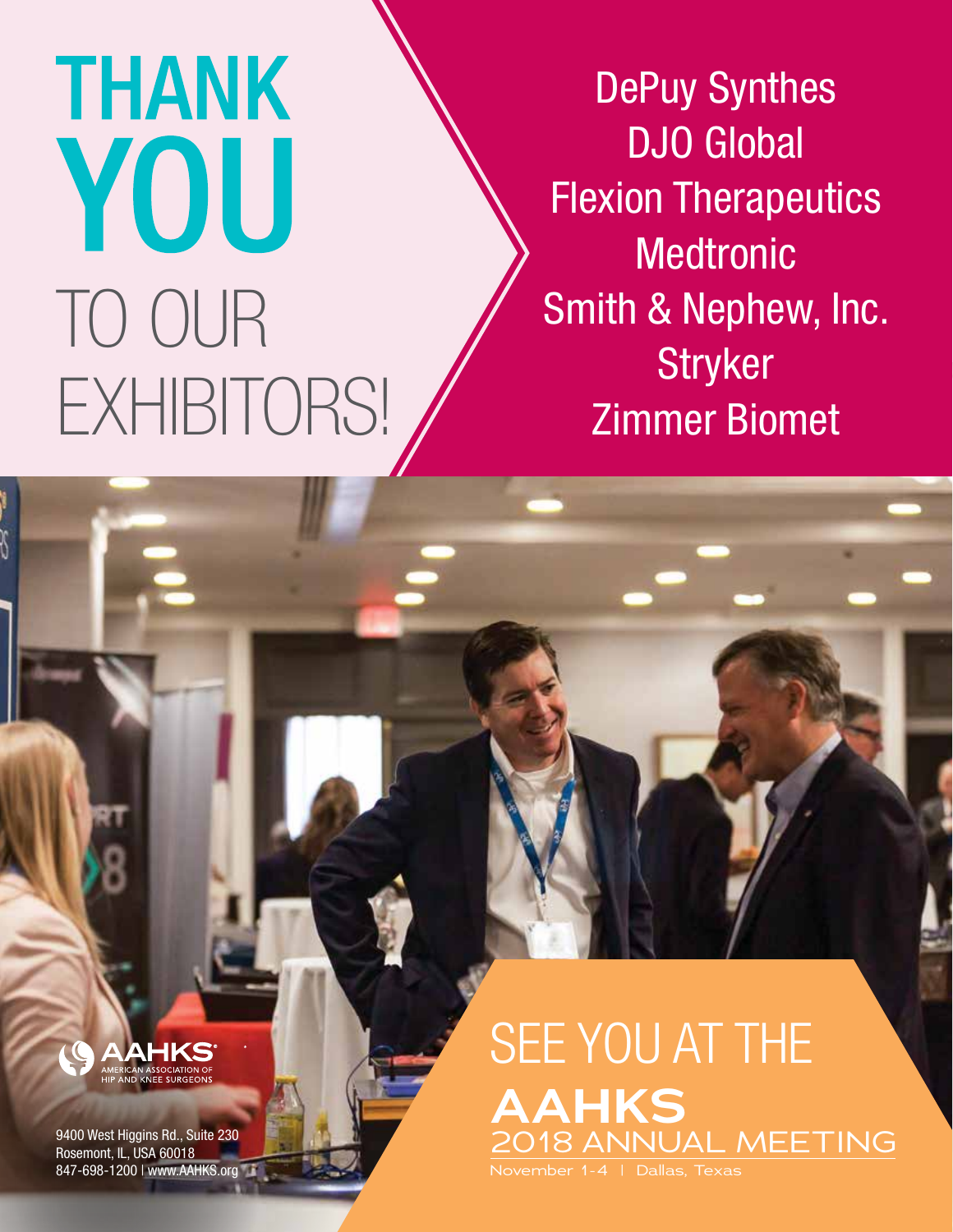# THANK YOU TO OUR EXHIBITORS!

DePuy Synthes
DJO Global
Flexion Therapeutics
Medtronic
Smith & Nephew, Inc.
Stryker
Zimmer Biomet

AAHKS
AMERICAN ASSOCIATION OF HIP AND KNEE SURGEONS

9400 West Higgins Rd., Suite 230
Rosemont, IL, USA 60018
847-698-1200 | www.AAHKS.org

## SEE YOU AT THE AAHKS 2018 ANNUAL MEETING

November 1-4 | Dallas, Texas